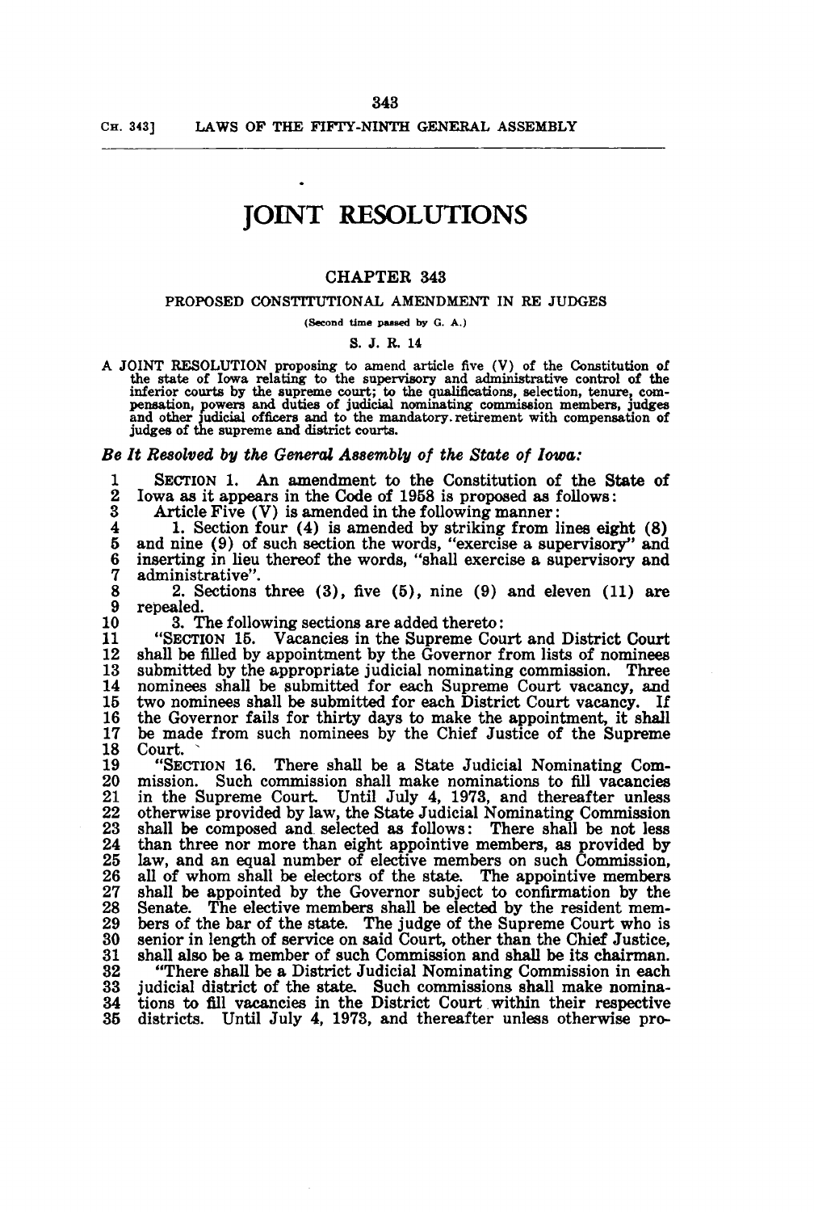# JOINT RESOLUTIONS

## CHAPTER 343

### PROPOSED CONSTITUTIONAL AMENDMENT IN RE JUDGES

(Second time passed by G. A.)

S. J. R. 14

A JOINT RESOLUTION proposing to amend article five (V) of the Constitution of the state of Iowa relating to the supervisory and administrative control of the inferior courts by the supreme court; to the qualifications, selection, tenure, compensation, powers and duties of judicial nominating commission members, judges and other judicial officers and to the mandatory retirement with compensation of judges of the supreme and district courts.

***Be It Resolved by the General Assembly of the State of Iowa:***

1 SECTION 1. An amendment to the Constitution of the State of
2 Iowa as it appears in the Code of 1958 is proposed as follows:
3 Article Five (V) is amended in the following manner:
4 1. Section four (4) is amended by striking from lines eight (8)
5 and nine (9) of such section the words, "exercise a supervisory" and
6 inserting in lieu thereof the words, "shall exercise a supervisory and
7 administrative".
8 2. Sections three (3), five (5), nine (9) and eleven (11) are
9 repealed.
10 3. The following sections are added thereto:
11 "SECTION 15. Vacancies in the Supreme Court and District Court
12 shall be filled by appointment by the Governor from lists of nominees
13 submitted by the appropriate judicial nominating commission. Three
14 nominees shall be submitted for each Supreme Court vacancy, and
15 two nominees shall be submitted for each District Court vacancy. If
16 the Governor fails for thirty days to make the appointment, it shall
17 be made from such nominees by the Chief Justice of the Supreme
18 Court.
19 "SECTION 16. There shall be a State Judicial Nominating Com-
20 mission. Such commission shall make nominations to fill vacancies
21 in the Supreme Court. Until July 4, 1973, and thereafter unless
22 otherwise provided by law, the State Judicial Nominating Commission
23 shall be composed and selected as follows: There shall be not less
24 than three nor more than eight appointive members, as provided by
25 law, and an equal number of elective members on such Commission,
26 all of whom shall be electors of the state. The appointive members
27 shall be appointed by the Governor subject to confirmation by the
28 Senate. The elective members shall be elected by the resident mem-
29 bers of the bar of the state. The judge of the Supreme Court who is
30 senior in length of service on said Court, other than the Chief Justice,
31 shall also be a member of such Commission and shall be its chairman.
32 "There shall be a District Judicial Nominating Commission in each
33 judicial district of the state. Such commissions shall make nomina-
34 tions to fill vacancies in the District Court within their respective
35 districts. Until July 4, 1973, and thereafter unless otherwise pro-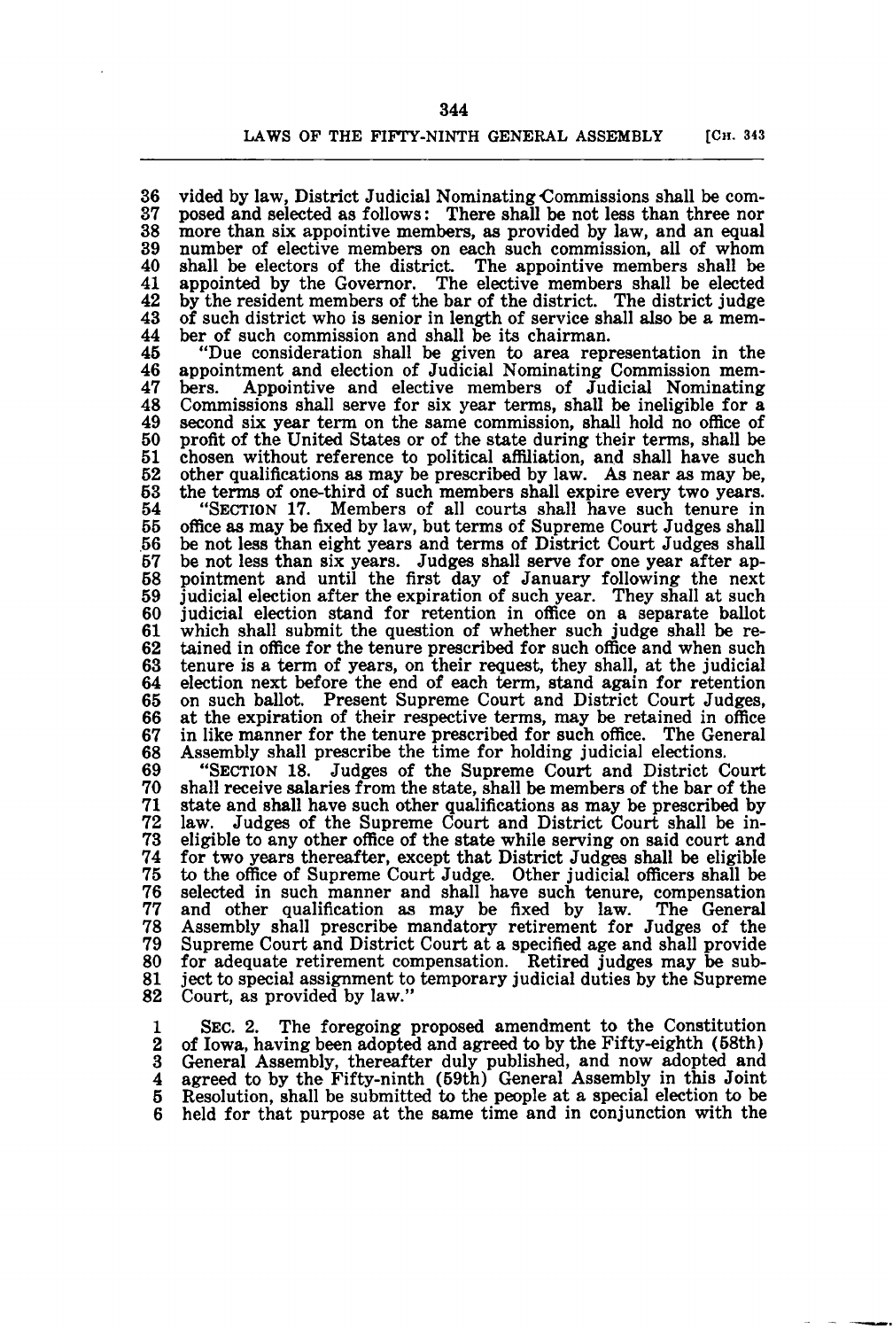vided by law, District Judicial Nominating Commissions shall be composed and selected as follows: There shall be not less than three nor more than six appointive members, as provided by law, and an equal number of elective members on each such commission, all of whom shall be electors of the district. The appointive members shall be appointed by the Governor. The elective members shall be elected by the resident members of the bar of the district. The district judge of such district who is senior in length of service shall also be a member of such commission and shall be its chairman.

"Due consideration shall be given to area representation in the appointment and election of Judicial Nominating Commission members. Appointive and elective members of Judicial Nominating Commissions shall serve for six year terms, shall be ineligible for a second six year term on the same commission, shall hold no office of profit of the United States or of the state during their terms, shall be chosen without reference to political affiliation, and shall have such other qualifications as may be prescribed by law. As near as may be, the terms of one-third of such members shall expire every two years.

"SECTION 17. Members of all courts shall have such tenure in office as may be fixed by law, but terms of Supreme Court Judges shall be not less than eight years and terms of District Court Judges shall be not less than six years. Judges shall serve for one year after appointment and until the first day of January following the next judicial election after the expiration of such year. They shall at such judicial election stand for retention in office on a separate ballot which shall submit the question of whether such judge shall be retained in office for the tenure prescribed for such office and when such tenure is a term of years, on their request, they shall, at the judicial election next before the end of each term, stand again for retention on such ballot. Present Supreme Court and District Court Judges, at the expiration of their respective terms, may be retained in office in like manner for the tenure prescribed for such office. The General Assembly shall prescribe the time for holding judicial elections.

"SECTION 18. Judges of the Supreme Court and District Court shall receive salaries from the state, shall be members of the bar of the state and shall have such other qualifications as may be prescribed by law. Judges of the Supreme Court and District Court shall be ineligible to any other office of the state while serving on said court and for two years thereafter, except that District Judges shall be eligible to the office of Supreme Court Judge. Other judicial officers shall be selected in such manner and shall have such tenure, compensation and other qualification as may be fixed by law. The General Assembly shall prescribe mandatory retirement for Judges of the Supreme Court and District Court at a specified age and shall provide for adequate retirement compensation. Retired judges may be subject to special assignment to temporary judicial duties by the Supreme Court, as provided by law."

SEC. 2. The foregoing proposed amendment to the Constitution of Iowa, having been adopted and agreed to by the Fifty-eighth (58th) General Assembly, thereafter duly published, and now adopted and agreed to by the Fifty-ninth (59th) General Assembly in this Joint Resolution, shall be submitted to the people at a special election to be held for that purpose at the same time and in conjunction with the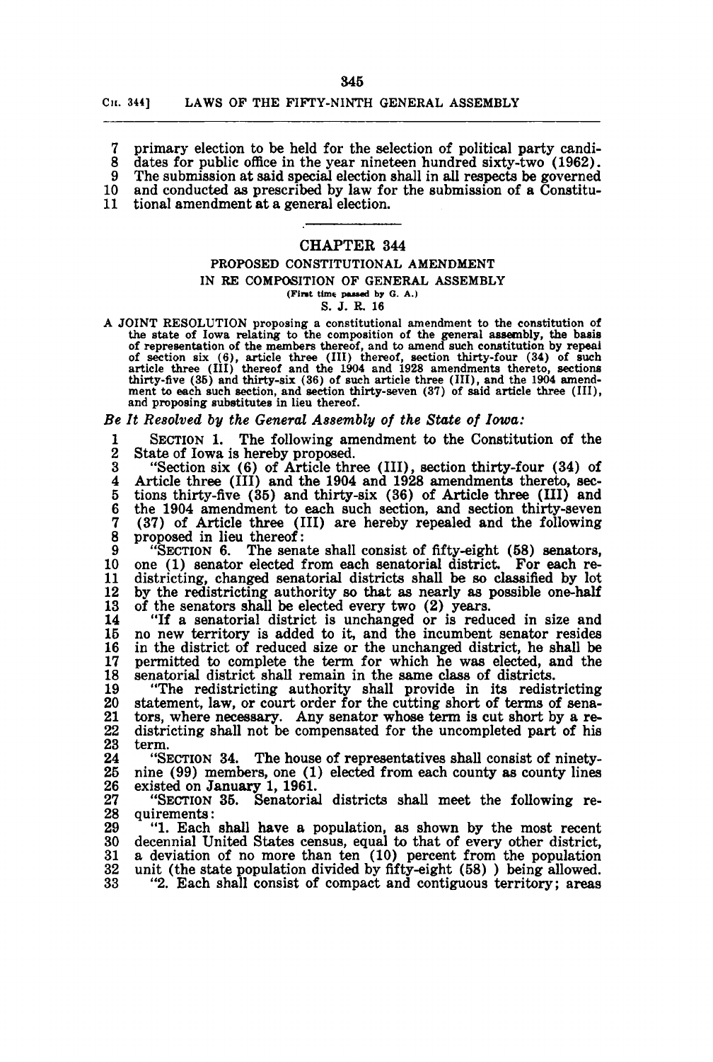primary election to be held for the selection of political party candidates for public office in the year nineteen hundred sixty-two (1962). The submission at said special election shall in all respects be governed and conducted as prescribed by law for the submission of a Constitutional amendment at a general election.

## CHAPTER 344

### PROPOSED CONSTITUTIONAL AMENDMENT IN RE COMPOSITION OF GENERAL ASSEMBLY

(First time passed by G. A.)

S. J. R. 16

A JOINT RESOLUTION proposing a constitutional amendment to the constitution of the state of Iowa relating to the composition of the general assembly, the basis of representation of the members thereof, and to amend such constitution by repeal of section six (6), article three (III) thereof, section thirty-four (34) of such article three (III) thereof and the 1904 and 1928 amendments thereto, sections thirty-five (35) and thirty-six (36) of such article three (III), and the 1904 amendment to each such section, and section thirty-seven (37) of said article three (III), and proposing substitutes in lieu thereof.

*Be It Resolved by the General Assembly of the State of Iowa:*

SECTION 1. The following amendment to the Constitution of the State of Iowa is hereby proposed.

"Section six (6) of Article three (III), section thirty-four (34) of Article three (III) and the 1904 and 1928 amendments thereto, sections thirty-five (35) and thirty-six (36) of Article three (III) and the 1904 amendment to each such section, and section thirty-seven (37) of Article three (III) are hereby repealed and the following proposed in lieu thereof:

"SECTION 6. The senate shall consist of fifty-eight (58) senators, one (1) senator elected from each senatorial district. For each redistricting, changed senatorial districts shall be so classified by lot by the redistricting authority so that as nearly as possible one-half of the senators shall be elected every two (2) years.

"If a senatorial district is unchanged or is reduced in size and no new territory is added to it, and the incumbent senator resides in the district of reduced size or the unchanged district, he shall be permitted to complete the term for which he was elected, and the senatorial district shall remain in the same class of districts.

"The redistricting authority shall provide in its redistricting statement, law, or court order for the cutting short of terms of senators, where necessary. Any senator whose term is cut short by a redistricting shall not be compensated for the uncompleted part of his term.

"SECTION 34. The house of representatives shall consist of ninety-nine (99) members, one (1) elected from each county as county lines existed on January 1, 1961.

"SECTION 35. Senatorial districts shall meet the following requirements:

"1. Each shall have a population, as shown by the most recent decennial United States census, equal to that of every other district, a deviation of no more than ten (10) percent from the population unit (the state population divided by fifty-eight (58) ) being allowed.

"2. Each shall consist of compact and contiguous territory; areas